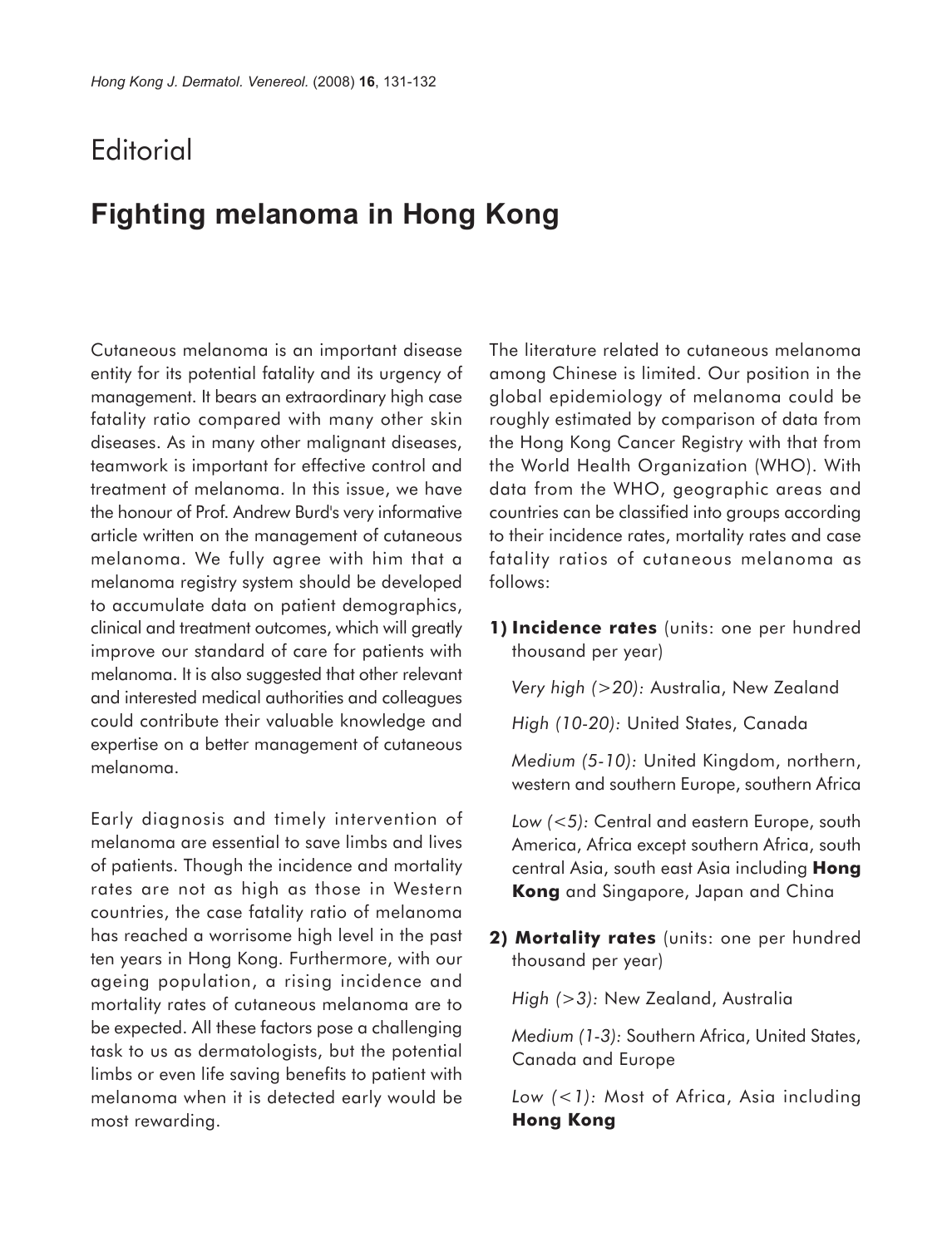Editorial

# Fighting melanoma in Hong Kong

Cutaneous melanoma is an important disease entity for its potential fatality and its urgency of management. It bears an extraordinary high case fatality ratio compared with many other skin diseases. As in many other malignant diseases, teamwork is important for effective control and treatment of melanoma. In this issue, we have the honour of Prof. Andrew Burd's very informative article written on the management of cutaneous melanoma. We fully agree with him that a melanoma registry system should be developed to accumulate data on patient demographics, clinical and treatment outcomes, which will greatly improve our standard of care for patients with melanoma. It is also suggested that other relevant and interested medical authorities and colleagues could contribute their valuable knowledge and expertise on a better management of cutaneous melanoma.

Early diagnosis and timely intervention of melanoma are essential to save limbs and lives of patients. Though the incidence and mortality rates are not as high as those in Western countries, the case fatality ratio of melanoma has reached a worrisome high level in the past ten years in Hong Kong. Furthermore, with our ageing population, a rising incidence and mortality rates of cutaneous melanoma are to be expected. All these factors pose a challenging task to us as dermatologists, but the potential limbs or even life saving benefits to patient with melanoma when it is detected early would be most rewarding.

The literature related to cutaneous melanoma among Chinese is limited. Our position in the global epidemiology of melanoma could be roughly estimated by comparison of data from the Hong Kong Cancer Registry with that from the World Health Organization (WHO). With data from the WHO, geographic areas and countries can be classified into groups according to their incidence rates, mortality rates and case fatality ratios of cutaneous melanoma as follows:

1) **Incidence rates** (units: one per hundred thousand per year)

   *Very high (>20):* Australia, New Zealand

   *High (10-20):* United States, Canada

   *Medium (5-10):* United Kingdom, northern, western and southern Europe, southern Africa

   *Low (<5):* Central and eastern Europe, south America, Africa except southern Africa, south central Asia, south east Asia including **Hong Kong** and Singapore, Japan and China

2) **Mortality rates** (units: one per hundred thousand per year)

   *High (>3):* New Zealand, Australia

   *Medium (1-3):* Southern Africa, United States, Canada and Europe

   *Low (<1):* Most of Africa, Asia including **Hong Kong**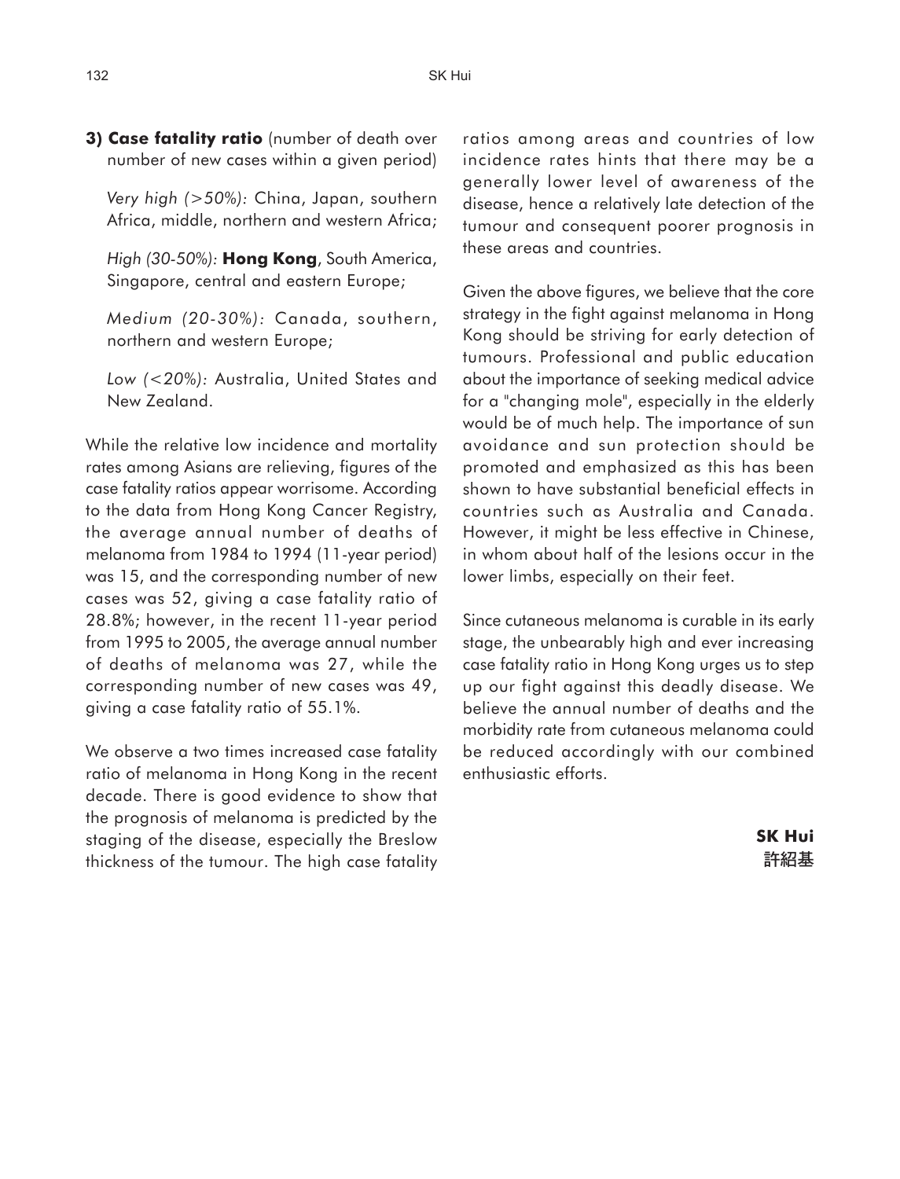**3) Case fatality ratio** (number of death over number of new cases within a given period)

*Very high (>50%):* China, Japan, southern Africa, middle, northern and western Africa;

*High (30-50%):* **Hong Kong**, South America, Singapore, central and eastern Europe;

*Medium (20-30%):* Canada, southern, northern and western Europe;

*Low (<20%):* Australia, United States and New Zealand.

While the relative low incidence and mortality rates among Asians are relieving, figures of the case fatality ratios appear worrisome. According to the data from Hong Kong Cancer Registry, the average annual number of deaths of melanoma from 1984 to 1994 (11-year period) was 15, and the corresponding number of new cases was 52, giving a case fatality ratio of 28.8%; however, in the recent 11-year period from 1995 to 2005, the average annual number of deaths of melanoma was 27, while the corresponding number of new cases was 49, giving a case fatality ratio of 55.1%.

We observe a two times increased case fatality ratio of melanoma in Hong Kong in the recent decade. There is good evidence to show that the prognosis of melanoma is predicted by the staging of the disease, especially the Breslow thickness of the tumour. The high case fatality ratios among areas and countries of low incidence rates hints that there may be a generally lower level of awareness of the disease, hence a relatively late detection of the tumour and consequent poorer prognosis in these areas and countries.

Given the above figures, we believe that the core strategy in the fight against melanoma in Hong Kong should be striving for early detection of tumours. Professional and public education about the importance of seeking medical advice for a "changing mole", especially in the elderly would be of much help. The importance of sun avoidance and sun protection should be promoted and emphasized as this has been shown to have substantial beneficial effects in countries such as Australia and Canada. However, it might be less effective in Chinese, in whom about half of the lesions occur in the lower limbs, especially on their feet.

Since cutaneous melanoma is curable in its early stage, the unbearably high and ever increasing case fatality ratio in Hong Kong urges us to step up our fight against this deadly disease. We believe the annual number of deaths and the morbidity rate from cutaneous melanoma could be reduced accordingly with our combined enthusiastic efforts.

**SK Hui**
**許紹基**